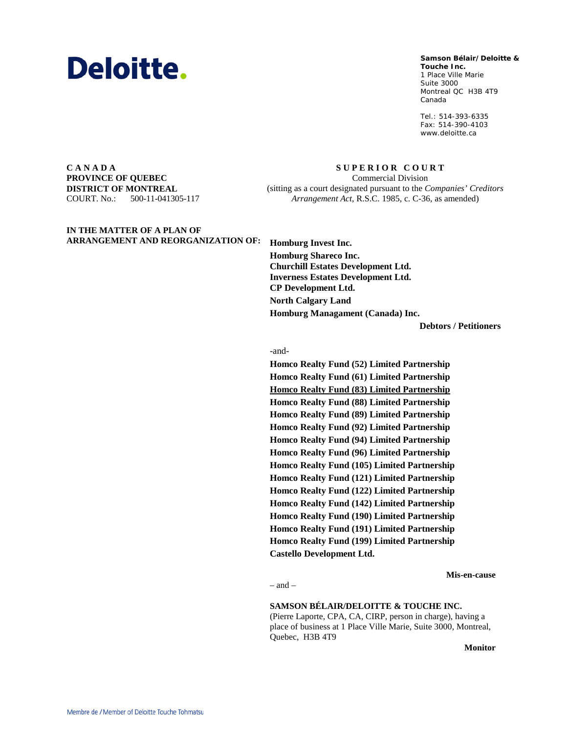**Deloitte.**

**Samson Bélair/Deloitte & Touche Inc.**
1 Place Ville Marie
Suite 3000
Montreal QC H3B 4T9
Canada

Tel.: 514-393-6335
Fax: 514-390-4103
www.deloitte.ca

**C A N A D A**
**PROVINCE OF QUEBEC**
**DISTRICT OF MONTREAL**
COURT. No.: 500-11-041305-117

**S U P E R I O R  C O U R T**
Commercial Division
(sitting as a court designated pursuant to the *Companies' Creditors Arrangement Act*, R.S.C. 1985, c. C-36, as amended)

**IN THE MATTER OF A PLAN OF ARRANGEMENT AND REORGANIZATION OF:**

**Homburg Invest Inc.**
**Homburg Shareco Inc.**
**Churchill Estates Development Ltd.**
**Inverness Estates Development Ltd.**
**CP Development Ltd.**
**North Calgary Land**
**Homburg Managament (Canada) Inc.**

**Debtors / Petitioners**

-and-

**Homco Realty Fund (52) Limited Partnership**
**Homco Realty Fund (61) Limited Partnership**
**Homco Realty Fund (83) Limited Partnership**
**Homco Realty Fund (88) Limited Partnership**
**Homco Realty Fund (89) Limited Partnership**
**Homco Realty Fund (92) Limited Partnership**
**Homco Realty Fund (94) Limited Partnership**
**Homco Realty Fund (96) Limited Partnership**
**Homco Realty Fund (105) Limited Partnership**
**Homco Realty Fund (121) Limited Partnership**
**Homco Realty Fund (122) Limited Partnership**
**Homco Realty Fund (142) Limited Partnership**
**Homco Realty Fund (190) Limited Partnership**
**Homco Realty Fund (191) Limited Partnership**
**Homco Realty Fund (199) Limited Partnership**
**Castello Development Ltd.**

**Mis-en-cause**

– and –

**SAMSON BÉLAIR/DELOITTE & TOUCHE INC.**
(Pierre Laporte, CPA, CA, CIRP, person in charge), having a place of business at 1 Place Ville Marie, Suite 3000, Montreal, Quebec, H3B 4T9

**Monitor**

Membre de / Member of Deloitte Touche Tohmatsu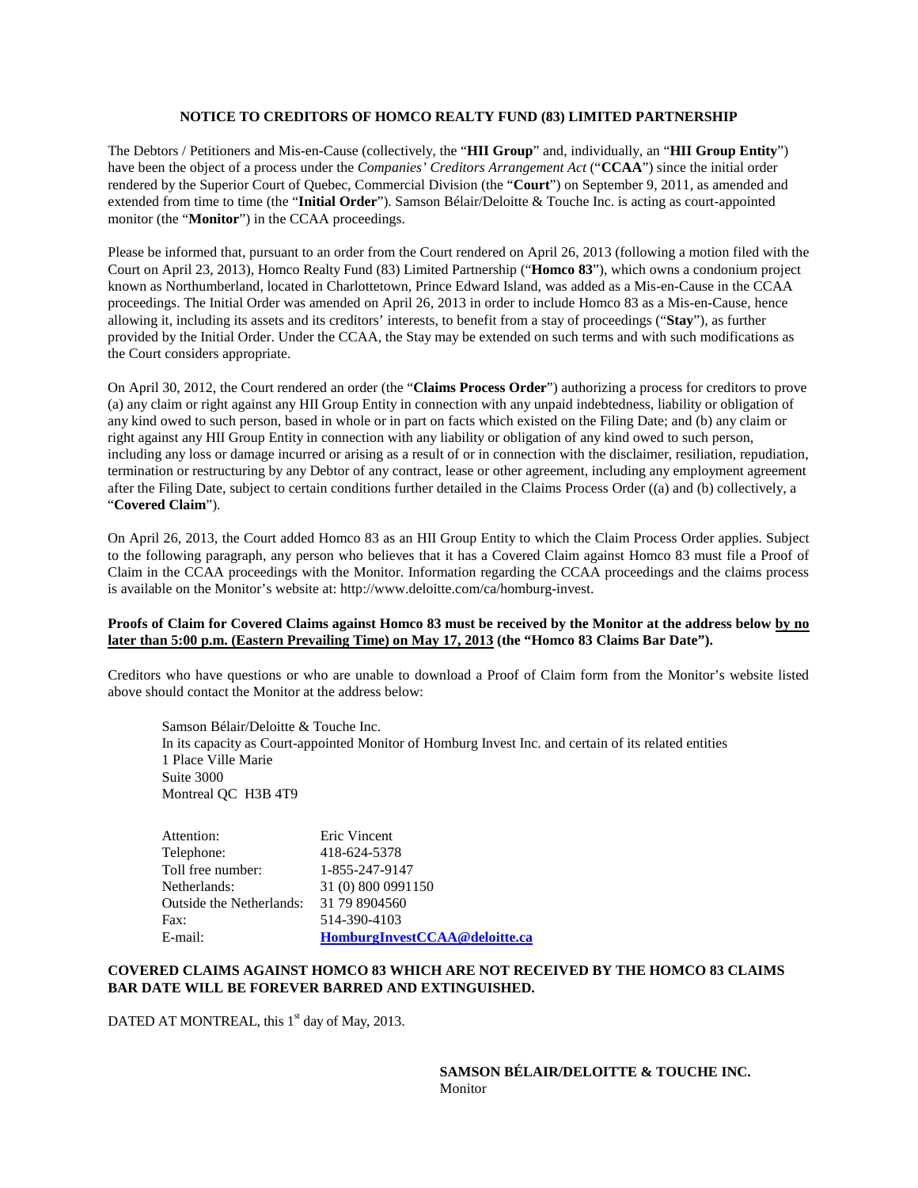## NOTICE TO CREDITORS OF HOMCO REALTY FUND (83) LIMITED PARTNERSHIP

The Debtors / Petitioners and Mis-en-Cause (collectively, the "**HII Group**" and, individually, an "**HII Group Entity**") have been the object of a process under the *Companies' Creditors Arrangement Act* ("**CCAA**") since the initial order rendered by the Superior Court of Quebec, Commercial Division (the "**Court**") on September 9, 2011, as amended and extended from time to time (the "**Initial Order**"). Samson Bélair/Deloitte & Touche Inc. is acting as court-appointed monitor (the "**Monitor**") in the CCAA proceedings.

Please be informed that, pursuant to an order from the Court rendered on April 26, 2013 (following a motion filed with the Court on April 23, 2013), Homco Realty Fund (83) Limited Partnership ("**Homco 83**"), which owns a condonium project known as Northumberland, located in Charlottetown, Prince Edward Island, was added as a Mis-en-Cause in the CCAA proceedings. The Initial Order was amended on April 26, 2013 in order to include Homco 83 as a Mis-en-Cause, hence allowing it, including its assets and its creditors' interests, to benefit from a stay of proceedings ("**Stay**"), as further provided by the Initial Order. Under the CCAA, the Stay may be extended on such terms and with such modifications as the Court considers appropriate.

On April 30, 2012, the Court rendered an order (the "**Claims Process Order**") authorizing a process for creditors to prove (a) any claim or right against any HII Group Entity in connection with any unpaid indebtedness, liability or obligation of any kind owed to such person, based in whole or in part on facts which existed on the Filing Date; and (b) any claim or right against any HII Group Entity in connection with any liability or obligation of any kind owed to such person, including any loss or damage incurred or arising as a result of or in connection with the disclaimer, resiliation, repudiation, termination or restructuring by any Debtor of any contract, lease or other agreement, including any employment agreement after the Filing Date, subject to certain conditions further detailed in the Claims Process Order ((a) and (b) collectively, a "**Covered Claim**").

On April 26, 2013, the Court added Homco 83 as an HII Group Entity to which the Claim Process Order applies. Subject to the following paragraph, any person who believes that it has a Covered Claim against Homco 83 must file a Proof of Claim in the CCAA proceedings with the Monitor. Information regarding the CCAA proceedings and the claims process is available on the Monitor's website at: http://www.deloitte.com/ca/homburg-invest.

**Proofs of Claim for Covered Claims against Homco 83 must be received by the Monitor at the address below by no later than 5:00 p.m. (Eastern Prevailing Time) on May 17, 2013 (the "Homco 83 Claims Bar Date").**

Creditors who have questions or who are unable to download a Proof of Claim form from the Monitor's website listed above should contact the Monitor at the address below:

Samson Bélair/Deloitte & Touche Inc.
In its capacity as Court-appointed Monitor of Homburg Invest Inc. and certain of its related entities
1 Place Ville Marie
Suite 3000
Montreal QC H3B 4T9

| | |
|---|---|
| Attention: | Eric Vincent |
| Telephone: | 418-624-5378 |
| Toll free number: | 1-855-247-9147 |
| Netherlands: | 31 (0) 800 0991150 |
| Outside the Netherlands: | 31 79 8904560 |
| Fax: | 514-390-4103 |
| E-mail: | **HomburgInvestCCAA@deloitte.ca** |

**COVERED CLAIMS AGAINST HOMCO 83 WHICH ARE NOT RECEIVED BY THE HOMCO 83 CLAIMS BAR DATE WILL BE FOREVER BARRED AND EXTINGUISHED.**

DATED AT MONTREAL, this 1st day of May, 2013.

**SAMSON BÉLAIR/DELOITTE & TOUCHE INC.**
Monitor